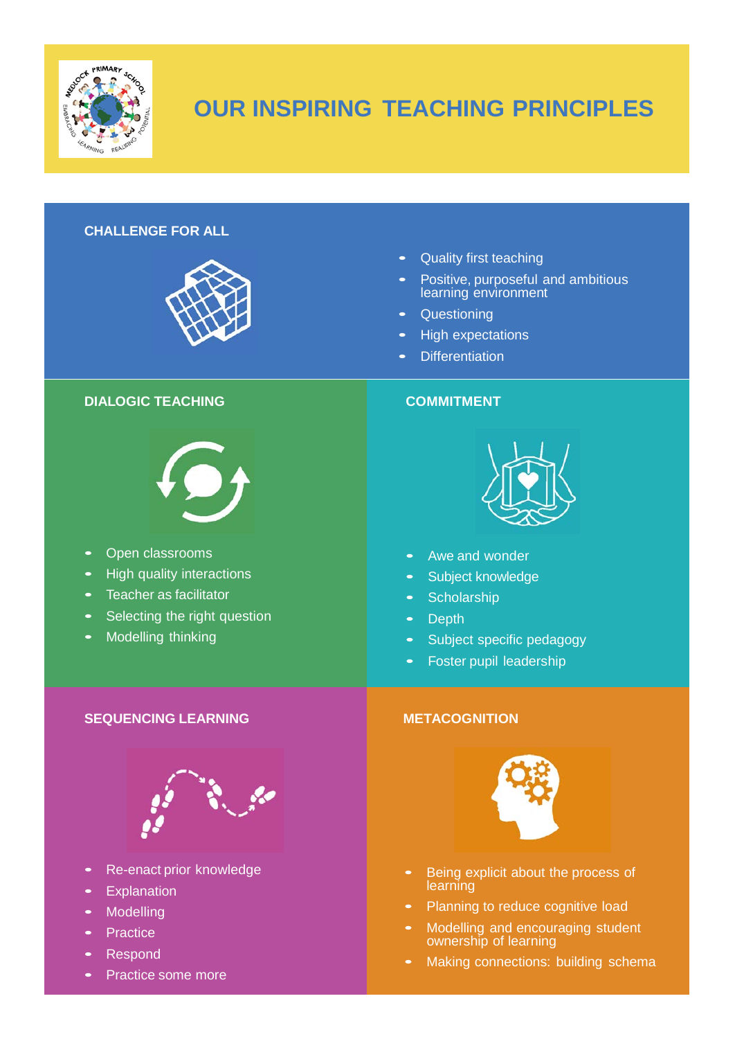# OUR INSPIRING TEACHING PRINCIPLES

## CHALLENGE FOR ALL

- Quality first teaching
- Positive, purposeful and ambitious learning environment
- Questioning
- High expectations
- Differentiation

## DIALOGIC TEACHING

- Open classrooms
- High quality interactions
- Teacher as facilitator
- Selecting the right question
- Modelling thinking

## COMMITMENT

- Awe and wonder
- Subject knowledge
- Scholarship
- Depth
- Subject specific pedagogy
- Foster pupil leadership

## SEQUENCING LEARNING

- Re-enact prior knowledge
- Explanation
- Modelling
- Practice
- Respond
- Practice some more

## METACOGNITION

- Being explicit about the process of learning
- Planning to reduce cognitive load
- Modelling and encouraging student ownership of learning
- Making connections: building schema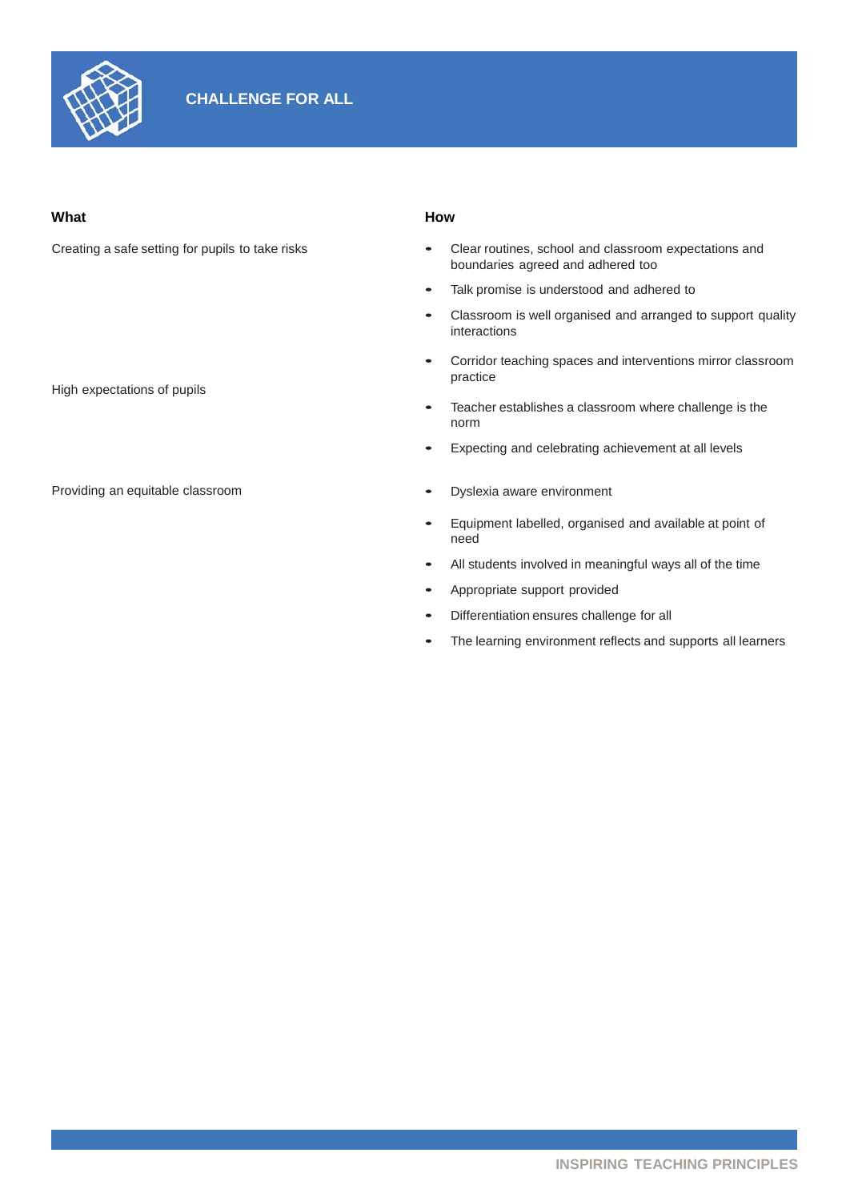# CHALLENGE FOR ALL

| What | How |
| --- | --- |
| Creating a safe setting for pupils to take risks | • Clear routines, school and classroom expectations and boundaries agreed and adhered too<br>• Talk promise is understood and adhered to<br>• Classroom is well organised and arranged to support quality interactions<br>• Corridor teaching spaces and interventions mirror classroom practice |
| High expectations of pupils | • Teacher establishes a classroom where challenge is the norm<br>• Expecting and celebrating achievement at all levels |
| Providing an equitable classroom | • Dyslexia aware environment<br>• Equipment labelled, organised and available at point of need<br>• All students involved in meaningful ways all of the time<br>• Appropriate support provided<br>• Differentiation ensures challenge for all<br>• The learning environment reflects and supports all learners |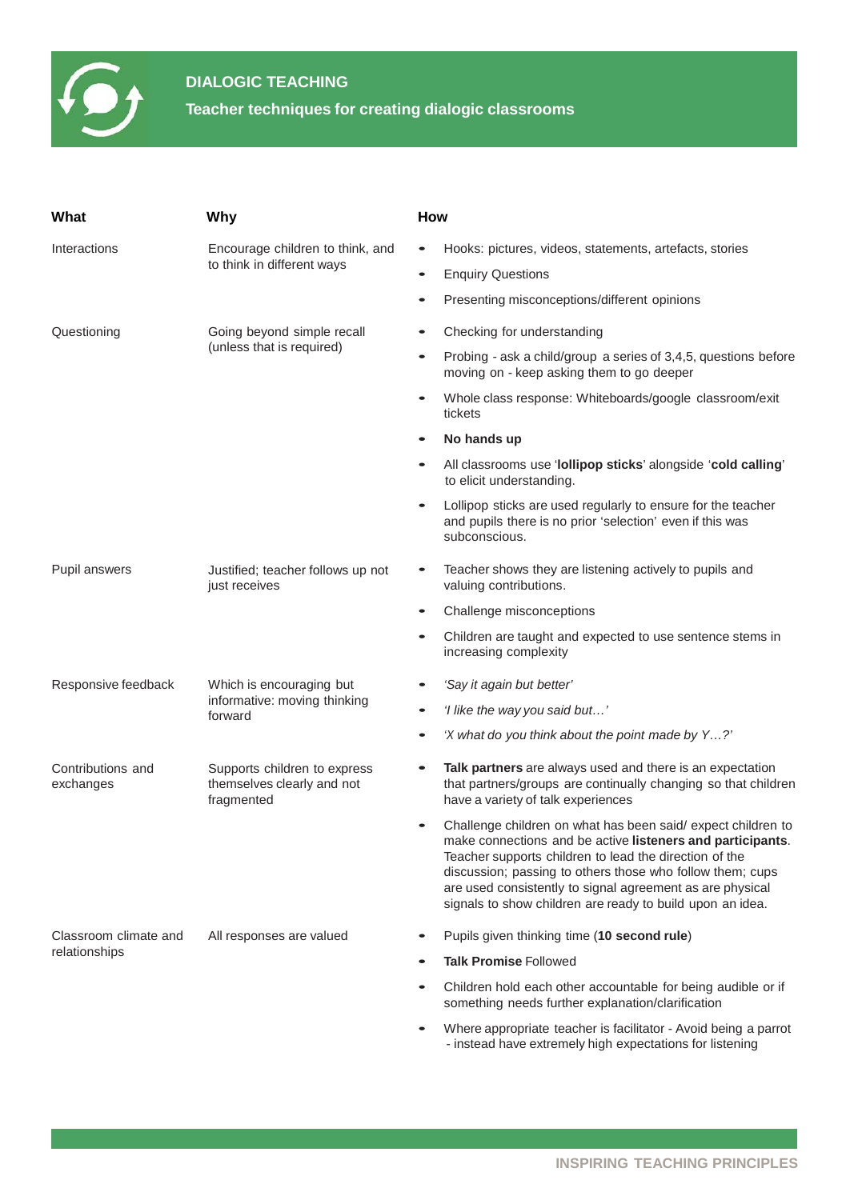# DIALOGIC TEACHING

## Teacher techniques for creating dialogic classrooms

| What | Why | How |
|---|---|---|
| Interactions | Encourage children to think, and to think in different ways | • Hooks: pictures, videos, statements, artefacts, stories<br>• Enquiry Questions<br>• Presenting misconceptions/different opinions |
| Questioning | Going beyond simple recall (unless that is required) | • Checking for understanding<br>• Probing - ask a child/group a series of 3,4,5, questions before moving on - keep asking them to go deeper<br>• Whole class response: Whiteboards/google classroom/exit tickets<br>• **No hands up**<br>• All classrooms use '**lollipop sticks**' alongside '**cold calling**' to elicit understanding.<br>• Lollipop sticks are used regularly to ensure for the teacher and pupils there is no prior 'selection' even if this was subconscious. |
| Pupil answers | Justified; teacher follows up not just receives | • Teacher shows they are listening actively to pupils and valuing contributions.<br>• Challenge misconceptions<br>• Children are taught and expected to use sentence stems in increasing complexity |
| Responsive feedback | Which is encouraging but informative: moving thinking forward | • *'Say it again but better'*<br>• *'I like the way you said but…'*<br>• *'X what do you think about the point made by Y…?'* |
| Contributions and exchanges | Supports children to express themselves clearly and not fragmented | • **Talk partners** are always used and there is an expectation that partners/groups are continually changing so that children have a variety of talk experiences<br>• Challenge children on what has been said/ expect children to make connections and be active **listeners and participants**. Teacher supports children to lead the direction of the discussion; passing to others those who follow them; cups are used consistently to signal agreement as are physical signals to show children are ready to build upon an idea. |
| Classroom climate and relationships | All responses are valued | • Pupils given thinking time (**10 second rule**)<br>• **Talk Promise** Followed<br>• Children hold each other accountable for being audible or if something needs further explanation/clarification<br>• Where appropriate teacher is facilitator - Avoid being a parrot - instead have extremely high expectations for listening |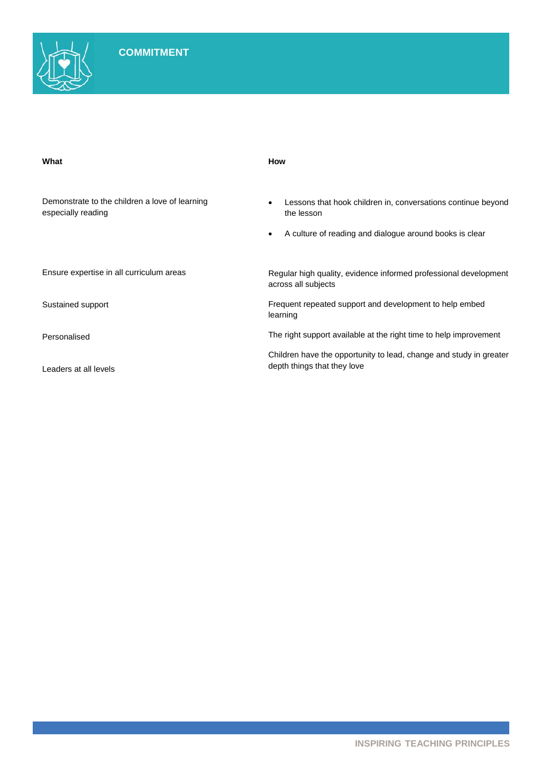# COMMITMENT

| What | How |
| --- | --- |
| Demonstrate to the children a love of learning especially reading | • Lessons that hook children in, conversations continue beyond the lesson<br>• A culture of reading and dialogue around books is clear |
| Ensure expertise in all curriculum areas | Regular high quality, evidence informed professional development across all subjects |
| Sustained support | Frequent repeated support and development to help embed learning |
| Personalised | The right support available at the right time to help improvement |
| Leaders at all levels | Children have the opportunity to lead, change and study in greater depth things that they love |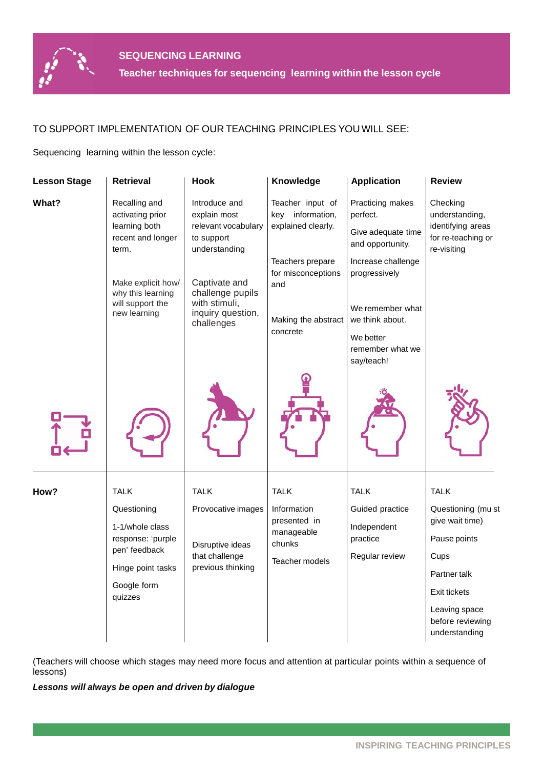# SEQUENCING LEARNING

## Teacher techniques for sequencing learning within the lesson cycle

TO SUPPORT IMPLEMENTATION OF OUR TEACHING PRINCIPLES YOU WILL SEE:

Sequencing learning within the lesson cycle:

| Lesson Stage | Retrieval | Hook | Knowledge | Application | Review |
|---|---|---|---|---|---|
| **What?** | Recalling and activating prior learning both recent and longer term.<br><br>Make explicit how/ why this learning will support the new learning | Introduce and explain most relevant vocabulary to support understanding<br><br>Captivate and challenge pupils with stimuli, inquiry question, challenges | Teacher input of key information, explained clearly.<br><br>Teachers prepare for misconceptions and<br><br>Making the abstract concrete | Practicing makes perfect.<br><br>Give adequate time and opportunity.<br><br>Increase challenge progressively<br><br>We remember what we think about.<br><br>We better remember what we say/teach! | Checking understanding, identifying areas for re-teaching or re-visiting |
| **How?** | TALK<br><br>Questioning<br><br>1-1/whole class response: 'purple pen' feedback<br><br>Hinge point tasks<br><br>Google form quizzes | TALK<br><br>Provocative images<br><br>Disruptive ideas that challenge previous thinking | TALK<br><br>Information presented in manageable chunks<br><br>Teacher models | TALK<br><br>Guided practice<br><br>Independent practice<br><br>Regular review | TALK<br><br>Questioning (mu st give wait time)<br><br>Pause points<br><br>Cups<br><br>Partner talk<br><br>Exit tickets<br><br>Leaving space before reviewing understanding |

(Teachers will choose which stages may need more focus and attention at particular points within a sequence of lessons)

***Lessons will always be open and driven by dialogue***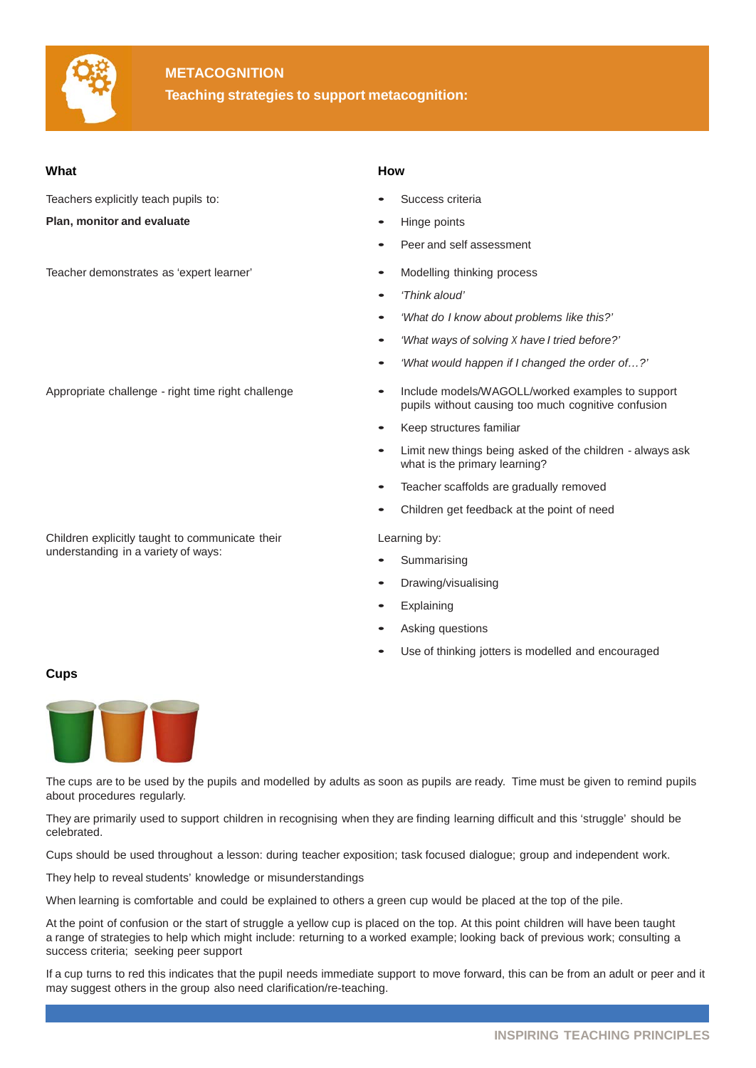# METACOGNITION

## Teaching strategies to support metacognition:

| What | How |
|---|---|
| Teachers explicitly teach pupils to: **Plan, monitor and evaluate** | • Success criteria<br>• Hinge points<br>• Peer and self assessment |
| Teacher demonstrates as 'expert learner' | • Modelling thinking process<br>• *'Think aloud'*<br>• *'What do I know about problems like this?'*<br>• *'What ways of solving X have I tried before?'*<br>• *'What would happen if I changed the order of…?'* |
| Appropriate challenge - right time right challenge | • Include models/WAGOLL/worked examples to support pupils without causing too much cognitive confusion<br>• Keep structures familiar<br>• Limit new things being asked of the children - always ask what is the primary learning?<br>• Teacher scaffolds are gradually removed<br>• Children get feedback at the point of need |
| Children explicitly taught to communicate their understanding in a variety of ways: | Learning by:<br>• Summarising<br>• Drawing/visualising<br>• Explaining<br>• Asking questions<br>• Use of thinking jotters is modelled and encouraged |

### Cups

The cups are to be used by the pupils and modelled by adults as soon as pupils are ready. Time must be given to remind pupils about procedures regularly.

They are primarily used to support children in recognising when they are finding learning difficult and this 'struggle' should be celebrated.

Cups should be used throughout a lesson: during teacher exposition; task focused dialogue; group and independent work.

They help to reveal students' knowledge or misunderstandings

When learning is comfortable and could be explained to others a green cup would be placed at the top of the pile.

At the point of confusion or the start of struggle a yellow cup is placed on the top. At this point children will have been taught a range of strategies to help which might include: returning to a worked example; looking back of previous work; consulting a success criteria; seeking peer support

If a cup turns to red this indicates that the pupil needs immediate support to move forward, this can be from an adult or peer and it may suggest others in the group also need clarification/re-teaching.